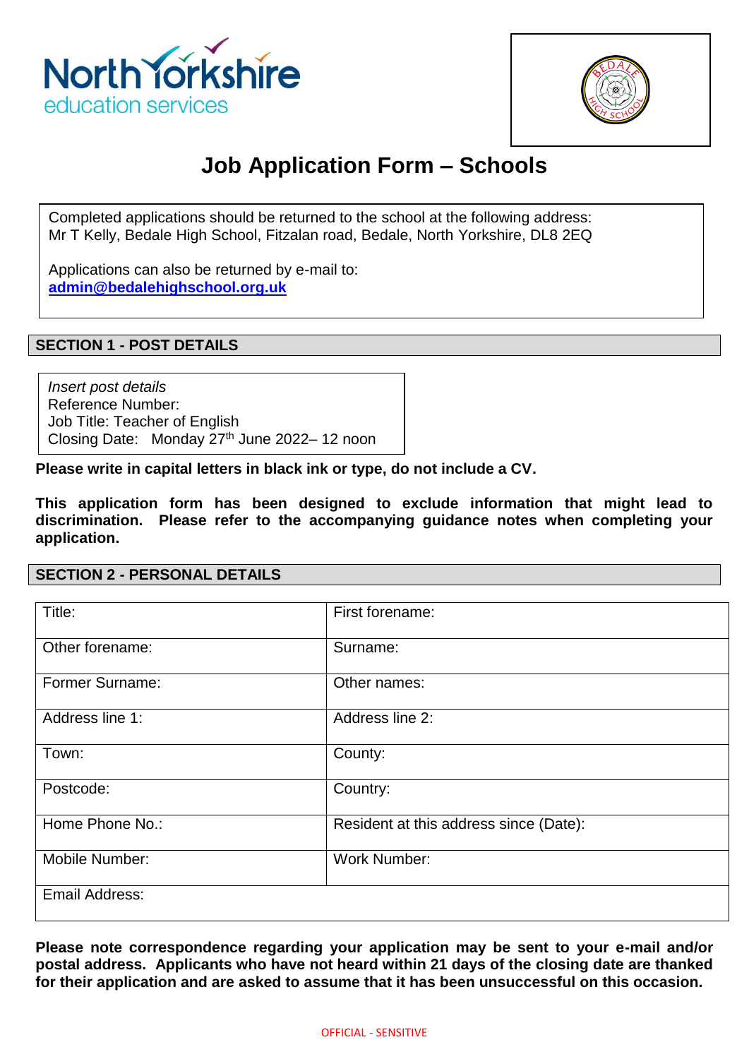# Job Application Form – Schools

Completed applications should be returned to the school at the following address:
Mr T Kelly, Bedale High School, Fitzalan road, Bedale, North Yorkshire, DL8 2EQ

Applications can also be returned by e-mail to:
**admin@bedalehighschool.org.uk**

## SECTION 1 - POST DETAILS

*Insert post details*
Reference Number:
Job Title: Teacher of English
Closing Date: Monday 27th June 2022– 12 noon

**Please write in capital letters in black ink or type, do not include a CV.**

**This application form has been designed to exclude information that might lead to discrimination. Please refer to the accompanying guidance notes when completing your application.**

## SECTION 2 - PERSONAL DETAILS

| Title: | First forename: |
|---|---|
| Other forename: | Surname: |
| Former Surname: | Other names: |
| Address line 1: | Address line 2: |
| Town: | County: |
| Postcode: | Country: |
| Home Phone No.: | Resident at this address since (Date): |
| Mobile Number: | Work Number: |
| Email Address: | |

**Please note correspondence regarding your application may be sent to your e-mail and/or postal address. Applicants who have not heard within 21 days of the closing date are thanked for their application and are asked to assume that it has been unsuccessful on this occasion.**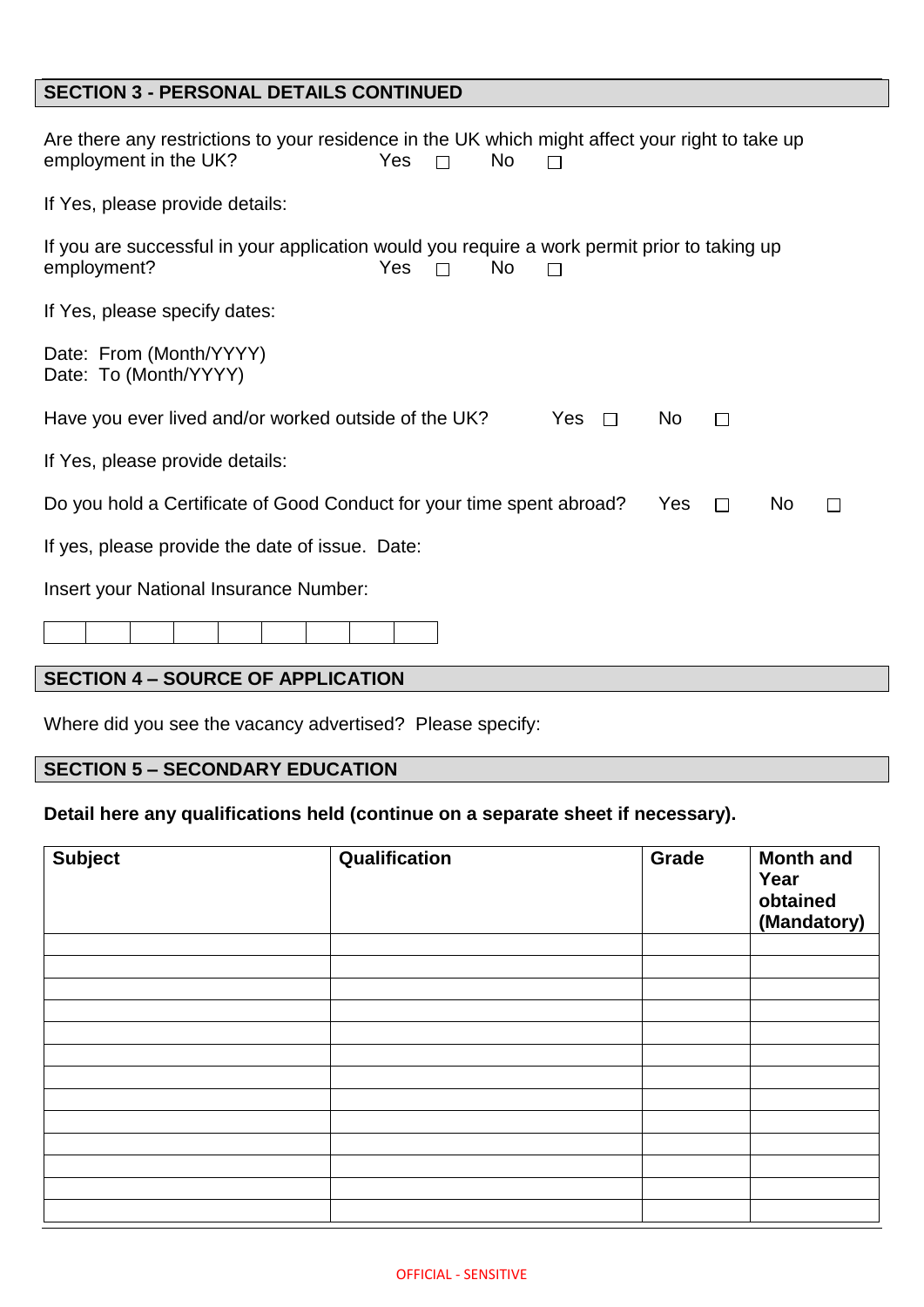## SECTION 3 - PERSONAL DETAILS CONTINUED

Are there any restrictions to your residence in the UK which might affect your right to take up employment in the UK? Yes ☐ No ☐

If Yes, please provide details:

If you are successful in your application would you require a work permit prior to taking up employment? Yes ☐ No ☐

If Yes, please specify dates:

Date: From (Month/YYYY)
Date: To (Month/YYYY)

Have you ever lived and/or worked outside of the UK? Yes ☐ No ☐

If Yes, please provide details:

Do you hold a Certificate of Good Conduct for your time spent abroad? Yes ☐ No ☐

If yes, please provide the date of issue. Date:

Insert your National Insurance Number:

| | | | | | | | | |
|---|---|---|---|---|---|---|---|---|
| | | | | | | | | |

## SECTION 4 – SOURCE OF APPLICATION

Where did you see the vacancy advertised? Please specify:

## SECTION 5 – SECONDARY EDUCATION

**Detail here any qualifications held (continue on a separate sheet if necessary).**

| Subject | Qualification | Grade | Month and Year obtained (Mandatory) |
|---|---|---|---|
| | | | |
| | | | |
| | | | |
| | | | |
| | | | |
| | | | |
| | | | |
| | | | |
| | | | |
| | | | |
| | | | |
| | | | |
| | | | |

OFFICIAL - SENSITIVE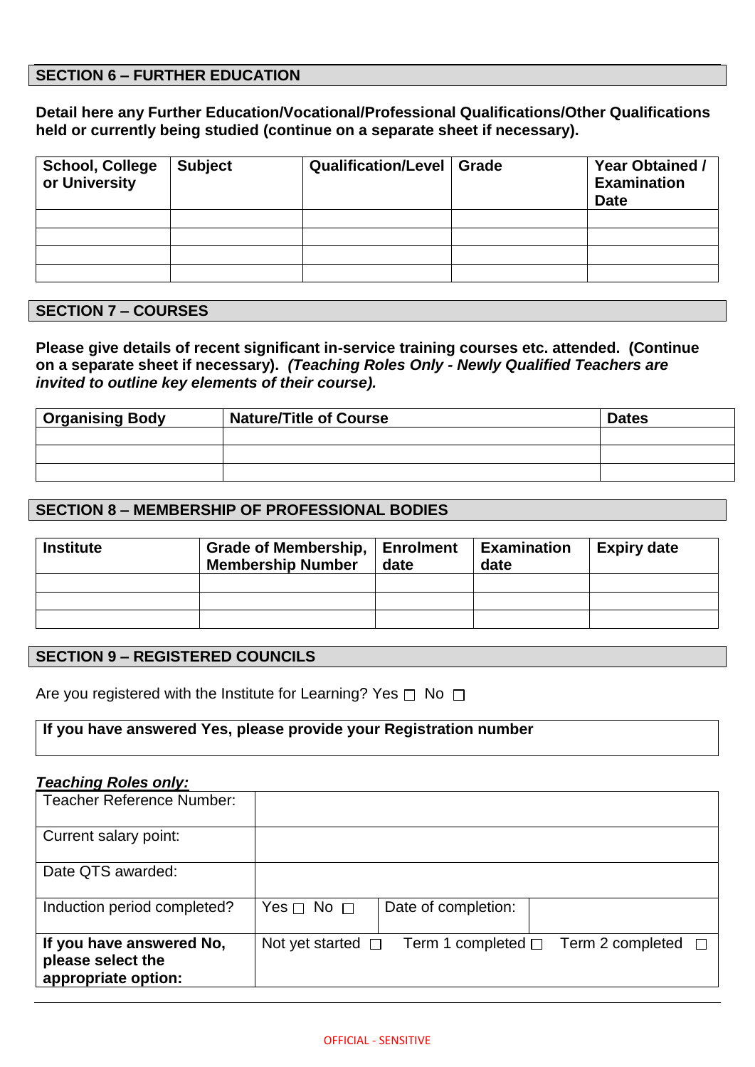## SECTION 6 – FURTHER EDUCATION

**Detail here any Further Education/Vocational/Professional Qualifications/Other Qualifications held or currently being studied (continue on a separate sheet if necessary).**

| School, College or University | Subject | Qualification/Level | Grade | Year Obtained / Examination Date |
|---|---|---|---|---|
| | | | | |
| | | | | |
| | | | | |
| | | | | |

## SECTION 7 – COURSES

**Please give details of recent significant in-service training courses etc. attended. (Continue on a separate sheet if necessary).** ***(Teaching Roles Only - Newly Qualified Teachers are invited to outline key elements of their course).***

| Organising Body | Nature/Title of Course | Dates |
|---|---|---|
| | | |
| | | |
| | | |

## SECTION 8 – MEMBERSHIP OF PROFESSIONAL BODIES

| Institute | Grade of Membership, Membership Number | Enrolment date | Examination date | Expiry date |
|---|---|---|---|---|
| | | | | |
| | | | | |
| | | | | |

## SECTION 9 – REGISTERED COUNCILS

Are you registered with the Institute for Learning? Yes ☐ No ☐

| **If you have answered Yes, please provide your Registration number** |
|---|
| |

***Teaching Roles only:***

| | | | |
|---|---|---|---|
| Teacher Reference Number: | | | |
| Current salary point: | | | |
| Date QTS awarded: | | | |
| Induction period completed? | Yes ☐ No ☐ | Date of completion: | |
| **If you have answered No, please select the appropriate option:** | Not yet started ☐ | Term 1 completed ☐ | Term 2 completed ☐ |

OFFICIAL - SENSITIVE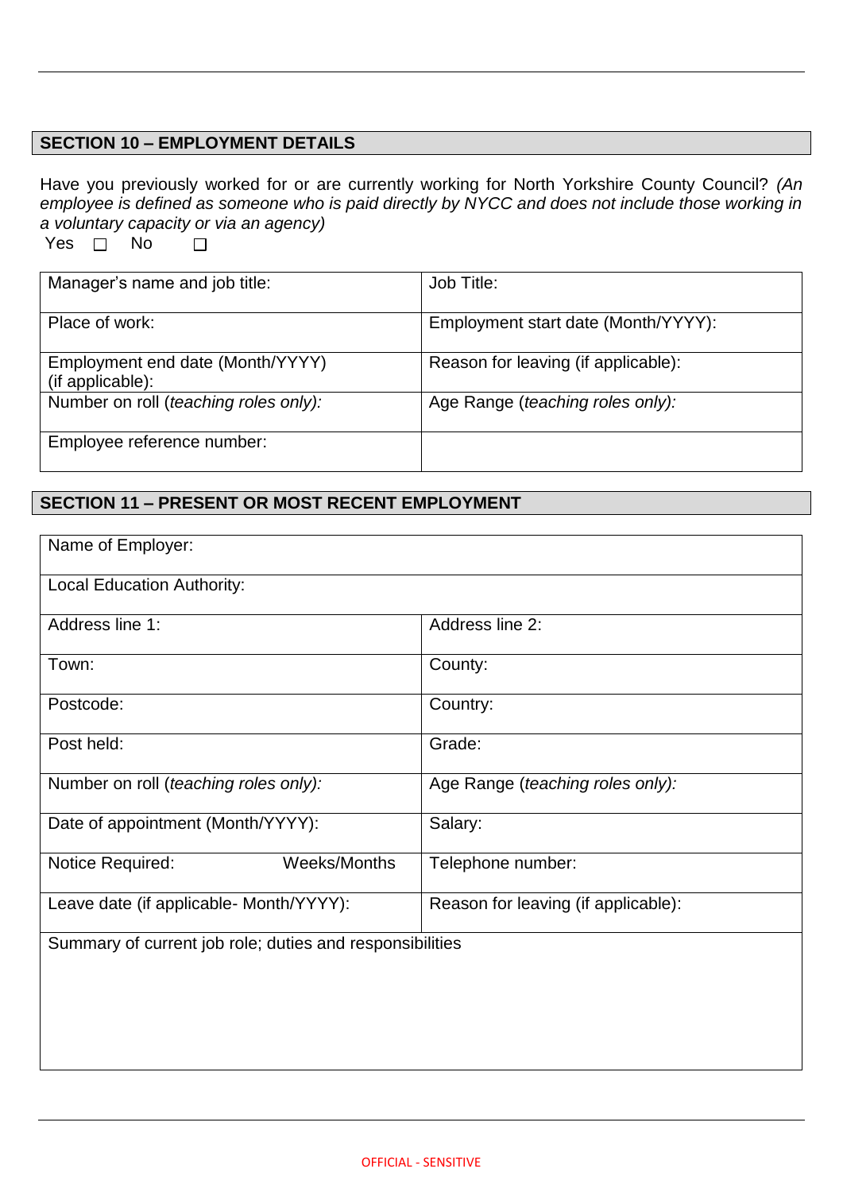## SECTION 10 – EMPLOYMENT DETAILS

Have you previously worked for or are currently working for North Yorkshire County Council? *(An employee is defined as someone who is paid directly by NYCC and does not include those working in a voluntary capacity or via an agency)*

Yes ☐ No ☐

| | |
|---|---|
| Manager's name and job title: | Job Title: |
| Place of work: | Employment start date (Month/YYYY): |
| Employment end date (Month/YYYY) (if applicable): | Reason for leaving (if applicable): |
| Number on roll (*teaching roles only):* | Age Range (*teaching roles only):* |
| Employee reference number: | |

## SECTION 11 – PRESENT OR MOST RECENT EMPLOYMENT

| | |
|---|---|
| Name of Employer: | |
| Local Education Authority: | |
| Address line 1: | Address line 2: |
| Town: | County: |
| Postcode: | Country: |
| Post held: | Grade: |
| Number on roll (*teaching roles only):* | Age Range (*teaching roles only):* |
| Date of appointment (Month/YYYY): | Salary: |
| Notice Required: Weeks/Months | Telephone number: |
| Leave date (if applicable- Month/YYYY): | Reason for leaving (if applicable): |
| Summary of current job role; duties and responsibilities | |

OFFICIAL - SENSITIVE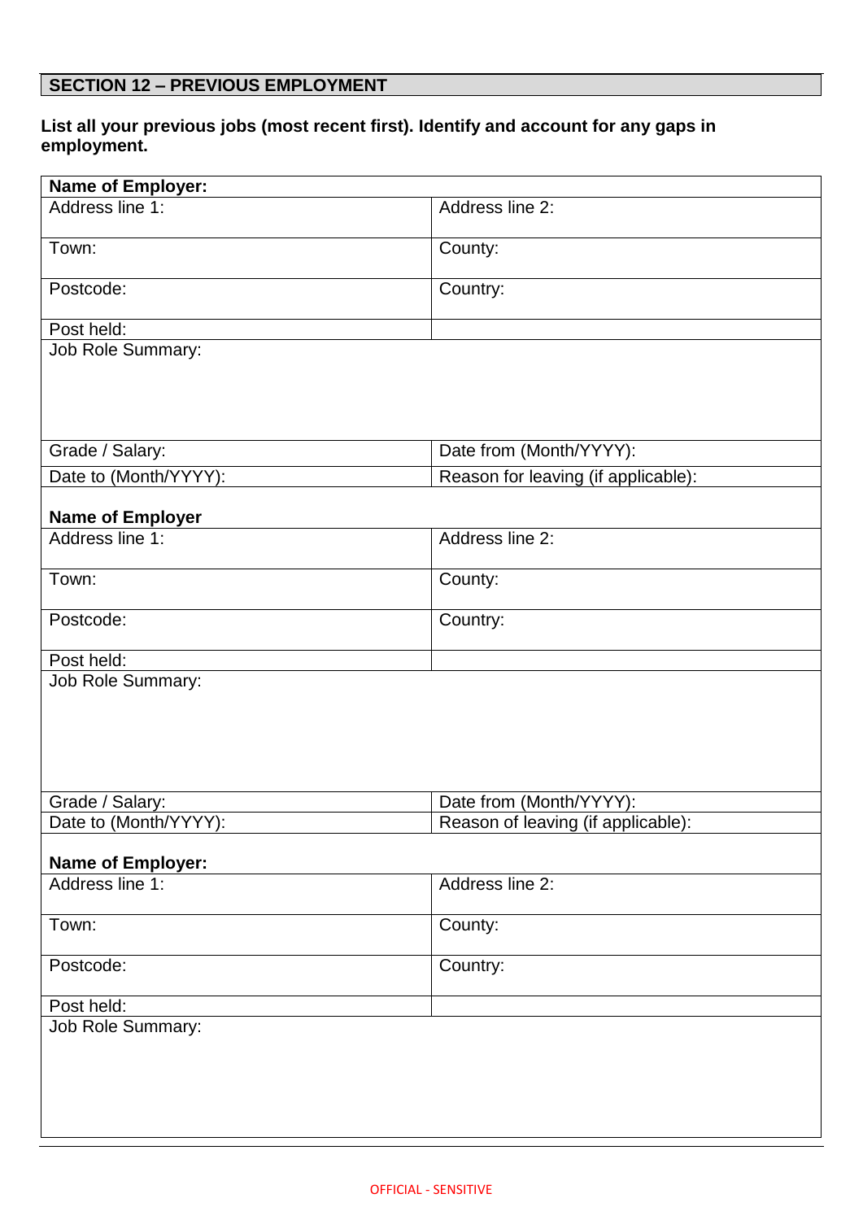## SECTION 12 – PREVIOUS EMPLOYMENT

**List all your previous jobs (most recent first). Identify and account for any gaps in employment.**

| **Name of Employer:** | |
|---|---|
| Address line 1: | Address line 2: |
| Town: | County: |
| Postcode: | Country: |
| Post held: | |
| Job Role Summary: | |
| Grade / Salary: | Date from (Month/YYYY): |
| Date to (Month/YYYY): | Reason for leaving (if applicable): |

| **Name of Employer** | |
|---|---|
| Address line 1: | Address line 2: |
| Town: | County: |
| Postcode: | Country: |
| Post held: | |
| Job Role Summary: | |
| Grade / Salary: | Date from (Month/YYYY): |
| Date to (Month/YYYY): | Reason of leaving (if applicable): |

| **Name of Employer:** | |
|---|---|
| Address line 1: | Address line 2: |
| Town: | County: |
| Postcode: | Country: |
| Post held: | |
| Job Role Summary: | |

OFFICIAL - SENSITIVE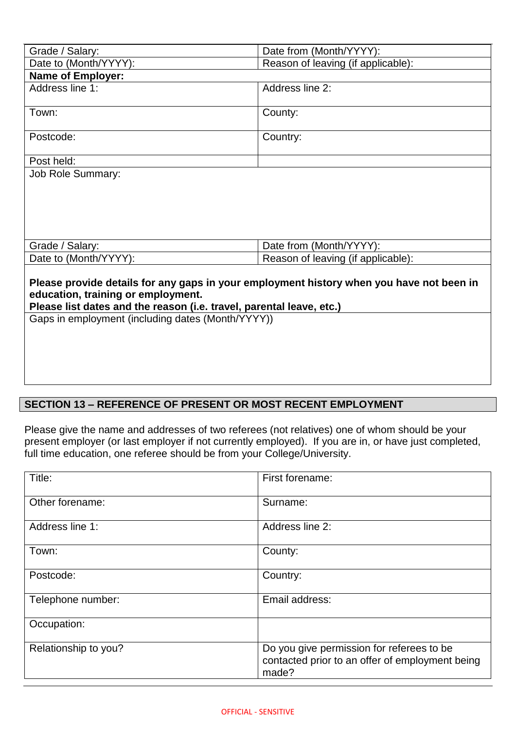| Grade / Salary: | Date from (Month/YYYY): |
|---|---|
| Date to (Month/YYYY): | Reason of leaving (if applicable): |
| **Name of Employer:** | |
| Address line 1: | Address line 2: |
| Town: | County: |
| Postcode: | Country: |
| Post held: | |
| Job Role Summary: | |
| Grade / Salary: | Date from (Month/YYYY): |
| Date to (Month/YYYY): | Reason of leaving (if applicable): |

**Please provide details for any gaps in your employment history when you have not been in education, training or employment.**
**Please list dates and the reason (i.e. travel, parental leave, etc.)**

| Gaps in employment (including dates (Month/YYYY)) |
|---|
| |

## SECTION 13 – REFERENCE OF PRESENT OR MOST RECENT EMPLOYMENT

Please give the name and addresses of two referees (not relatives) one of whom should be your present employer (or last employer if not currently employed). If you are in, or have just completed, full time education, one referee should be from your College/University.

| Title: | First forename: |
|---|---|
| Other forename: | Surname: |
| Address line 1: | Address line 2: |
| Town: | County: |
| Postcode: | Country: |
| Telephone number: | Email address: |
| Occupation: | |
| Relationship to you? | Do you give permission for referees to be contacted prior to an offer of employment being made? |

OFFICIAL - SENSITIVE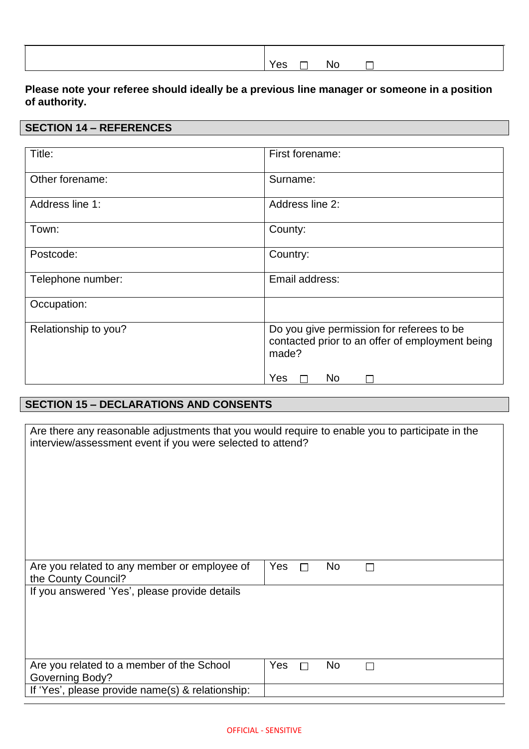| | Yes ☐ No ☐ |
|---|---|

**Please note your referee should ideally be a previous line manager or someone in a position of authority.**

## SECTION 14 – REFERENCES

| | |
|---|---|
| Title: | First forename: |
| Other forename: | Surname: |
| Address line 1: | Address line 2: |
| Town: | County: |
| Postcode: | Country: |
| Telephone number: | Email address: |
| Occupation: | |
| Relationship to you? | Do you give permission for referees to be contacted prior to an offer of employment being made? Yes ☐ No ☐ |

## SECTION 15 – DECLARATIONS AND CONSENTS

| | |
|---|---|
| Are there any reasonable adjustments that you would require to enable you to participate in the interview/assessment event if you were selected to attend? | |
| Are you related to any member or employee of the County Council? | Yes ☐ No ☐ |
| If you answered 'Yes', please provide details | |
| Are you related to a member of the School Governing Body? | Yes ☐ No ☐ |
| If 'Yes', please provide name(s) & relationship: | |

OFFICIAL - SENSITIVE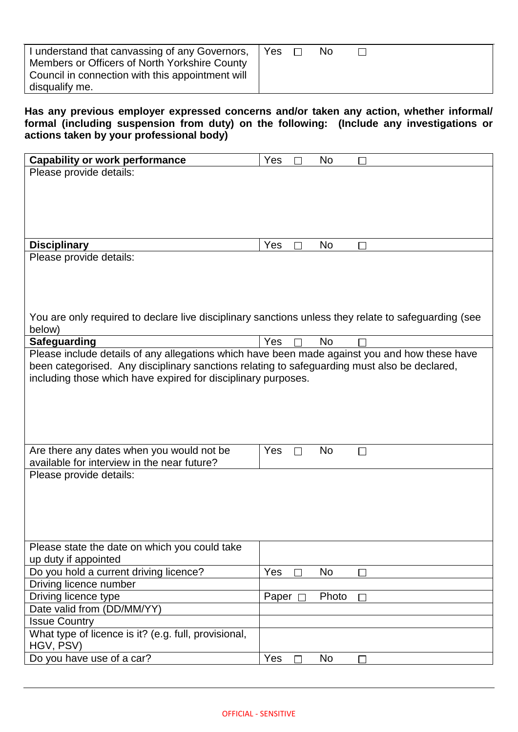| I understand that canvassing of any Governors, Members or Officers of North Yorkshire County Council in connection with this appointment will disqualify me. | Yes ☐ No ☐ |
|---|---|

**Has any previous employer expressed concerns and/or taken any action, whether informal/ formal (including suspension from duty) on the following: (Include any investigations or actions taken by your professional body)**

| **Capability or work performance** | Yes ☐ No ☐ |
|---|---|
| Please provide details: | |
| **Disciplinary** | Yes ☐ No ☐ |
| Please provide details:<br><br>You are only required to declare live disciplinary sanctions unless they relate to safeguarding (see below) | |
| **Safeguarding** | Yes ☐ No ☐ |
| Please include details of any allegations which have been made against you and how these have been categorised. Any disciplinary sanctions relating to safeguarding must also be declared, including those which have expired for disciplinary purposes. | |
| Are there any dates when you would not be available for interview in the near future? | Yes ☐ No ☐ |
| Please provide details: | |
| Please state the date on which you could take up duty if appointed | |
| Do you hold a current driving licence? | Yes ☐ No ☐ |
| Driving licence number | |
| Driving licence type | Paper ☐ Photo ☐ |
| Date valid from (DD/MM/YY) | |
| Issue Country | |
| What type of licence is it? (e.g. full, provisional, HGV, PSV) | |
| Do you have use of a car? | Yes ☐ No ☐ |

OFFICIAL - SENSITIVE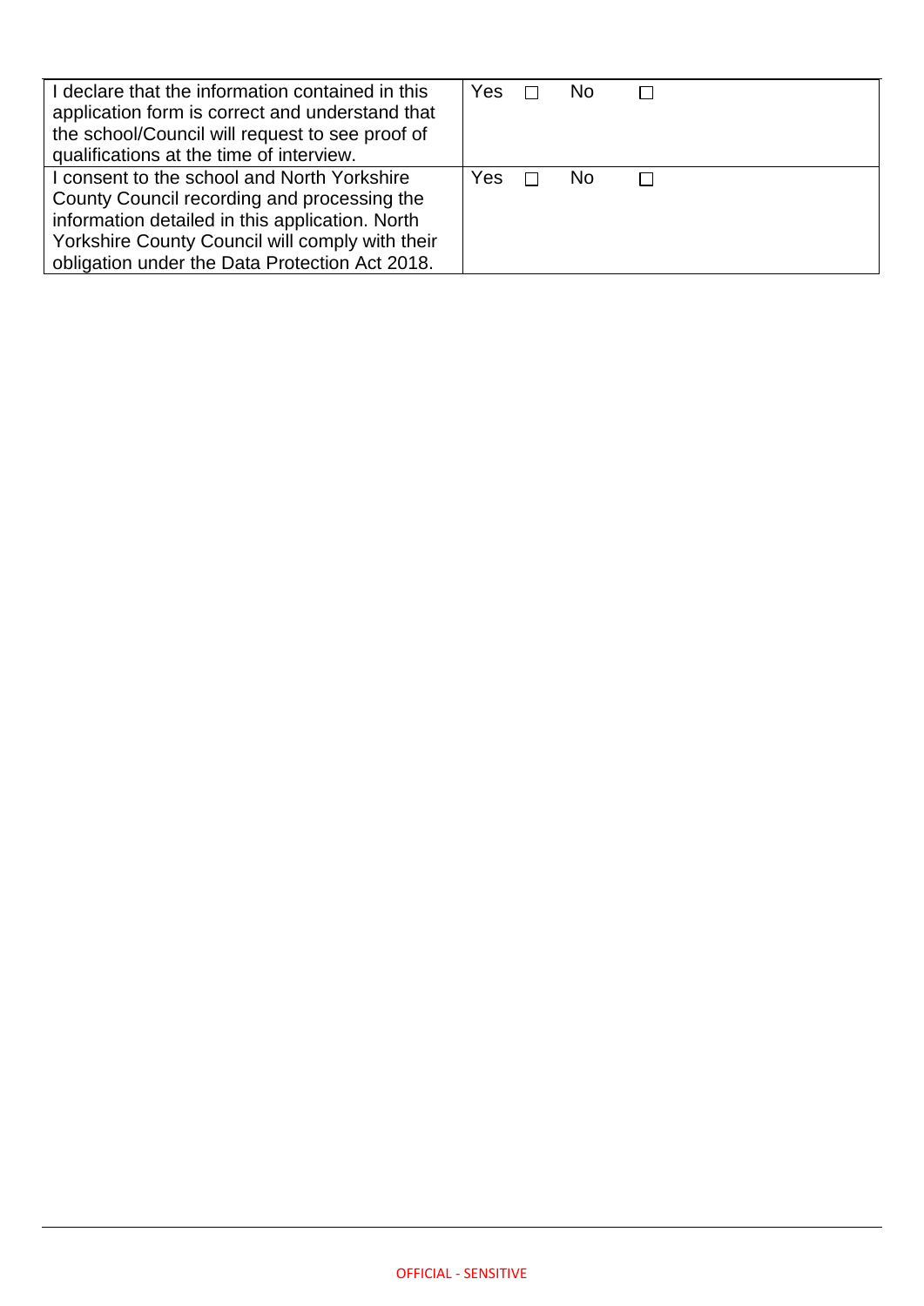| | |
|---|---|
| I declare that the information contained in this application form is correct and understand that the school/Council will request to see proof of qualifications at the time of interview. | Yes ☐ No ☐ |
| I consent to the school and North Yorkshire County Council recording and processing the information detailed in this application. North Yorkshire County Council will comply with their obligation under the Data Protection Act 2018. | Yes ☐ No ☐ |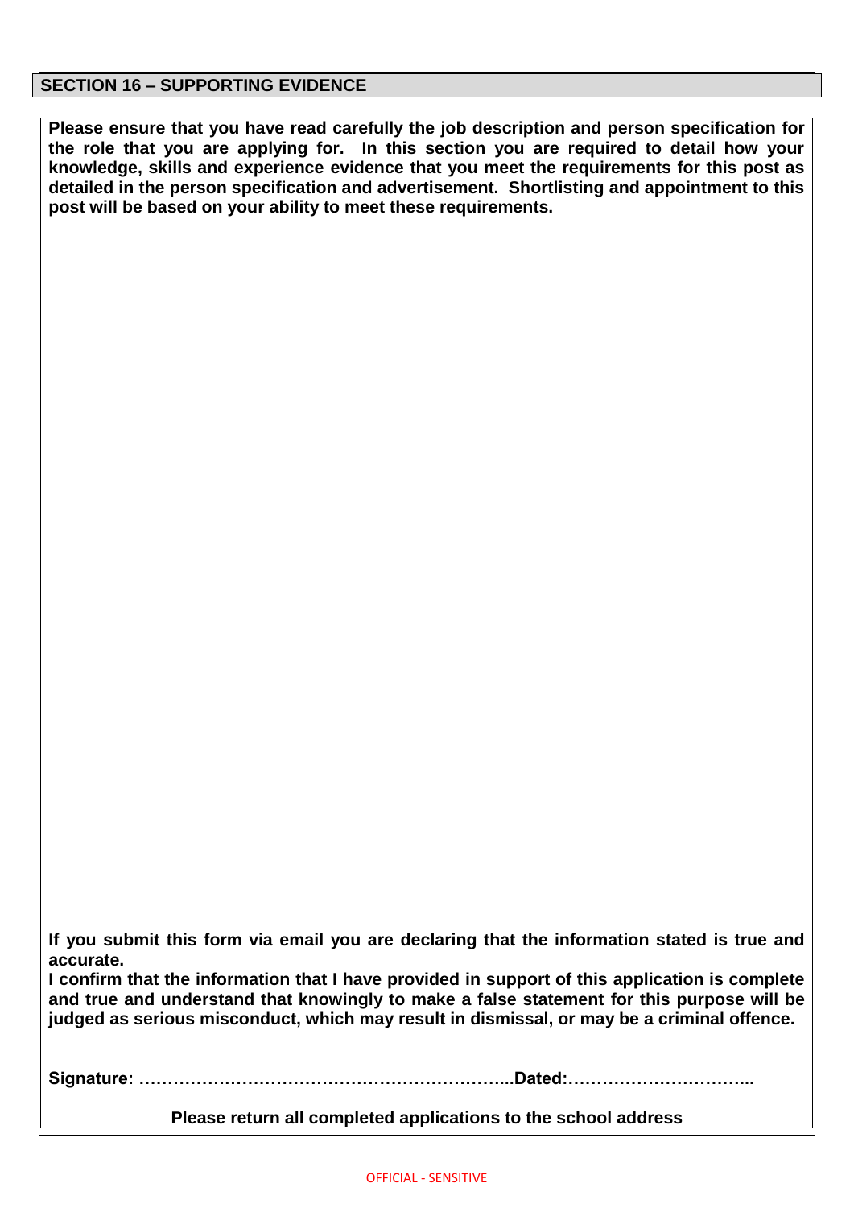## SECTION 16 – SUPPORTING EVIDENCE

**Please ensure that you have read carefully the job description and person specification for the role that you are applying for. In this section you are required to detail how your knowledge, skills and experience evidence that you meet the requirements for this post as detailed in the person specification and advertisement. Shortlisting and appointment to this post will be based on your ability to meet these requirements.**

**If you submit this form via email you are declaring that the information stated is true and accurate.**

**I confirm that the information that I have provided in support of this application is complete and true and understand that knowingly to make a false statement for this purpose will be judged as serious misconduct, which may result in dismissal, or may be a criminal offence.**

**Signature: ………………………………………………………...Dated:…………………………...**

**Please return all completed applications to the school address**

OFFICIAL - SENSITIVE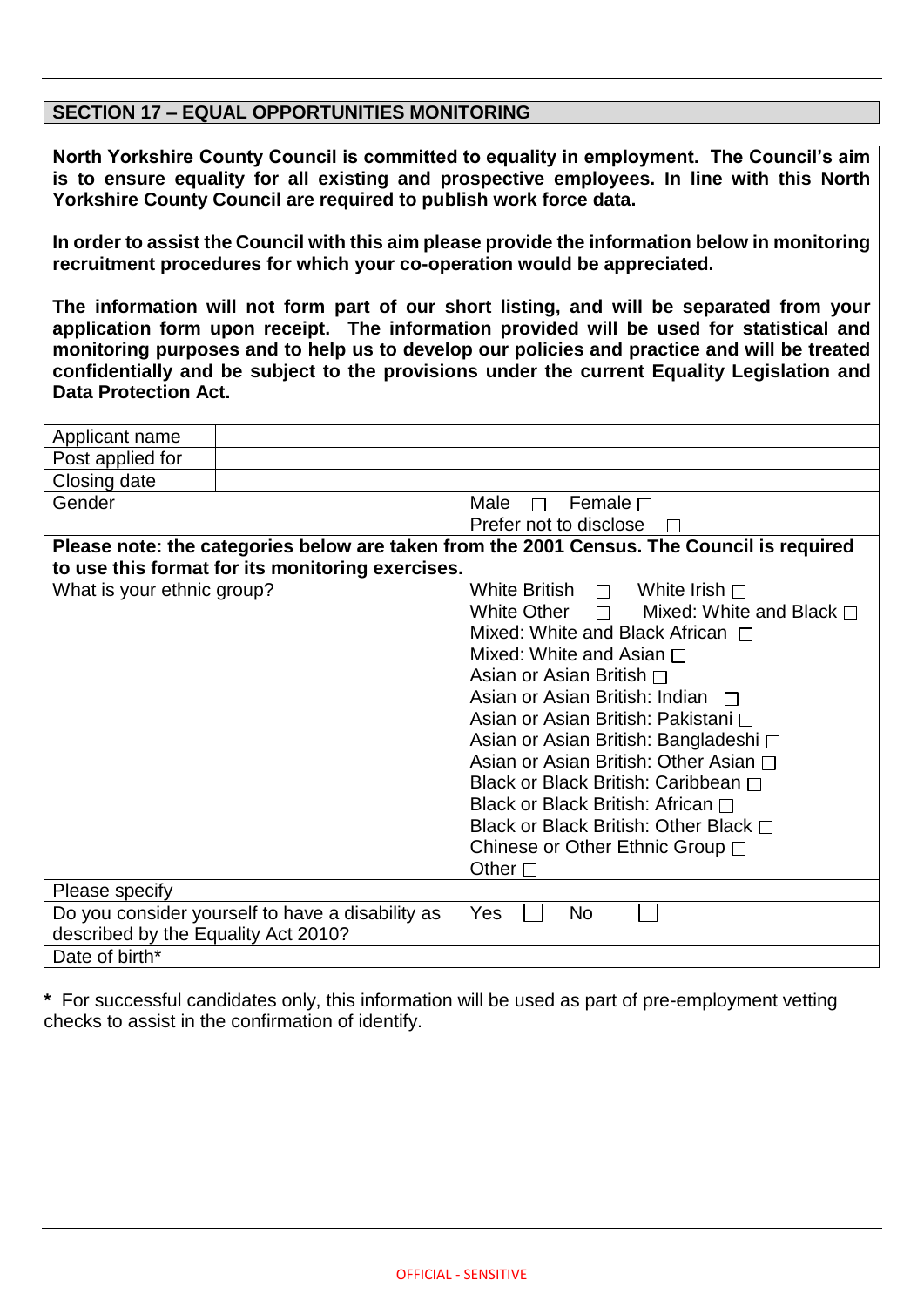## SECTION 17 – EQUAL OPPORTUNITIES MONITORING

**North Yorkshire County Council is committed to equality in employment. The Council's aim is to ensure equality for all existing and prospective employees. In line with this North Yorkshire County Council are required to publish work force data.**

**In order to assist the Council with this aim please provide the information below in monitoring recruitment procedures for which your co-operation would be appreciated.**

**The information will not form part of our short listing, and will be separated from your application form upon receipt. The information provided will be used for statistical and monitoring purposes and to help us to develop our policies and practice and will be treated confidentially and be subject to the provisions under the current Equality Legislation and Data Protection Act.**

| Applicant name | |
|---|---|
| Post applied for | |
| Closing date | |
| Gender | Male ☐ Female ☐<br>Prefer not to disclose ☐ |
| **Please note: the categories below are taken from the 2001 Census. The Council is required to use this format for its monitoring exercises.** | |
| What is your ethnic group? | White British ☐ White Irish ☐<br>White Other ☐ Mixed: White and Black ☐<br>Mixed: White and Black African ☐<br>Mixed: White and Asian ☐<br>Asian or Asian British ☐<br>Asian or Asian British: Indian ☐<br>Asian or Asian British: Pakistani ☐<br>Asian or Asian British: Bangladeshi ☐<br>Asian or Asian British: Other Asian ☐<br>Black or Black British: Caribbean ☐<br>Black or Black British: African ☐<br>Black or Black British: Other Black ☐<br>Chinese or Other Ethnic Group ☐<br>Other ☐ |
| Please specify | |
| Do you consider yourself to have a disability as described by the Equality Act 2010? | Yes ☐ No ☐ |
| Date of birth* | |

**\*** For successful candidates only, this information will be used as part of pre-employment vetting checks to assist in the confirmation of identify.

OFFICIAL - SENSITIVE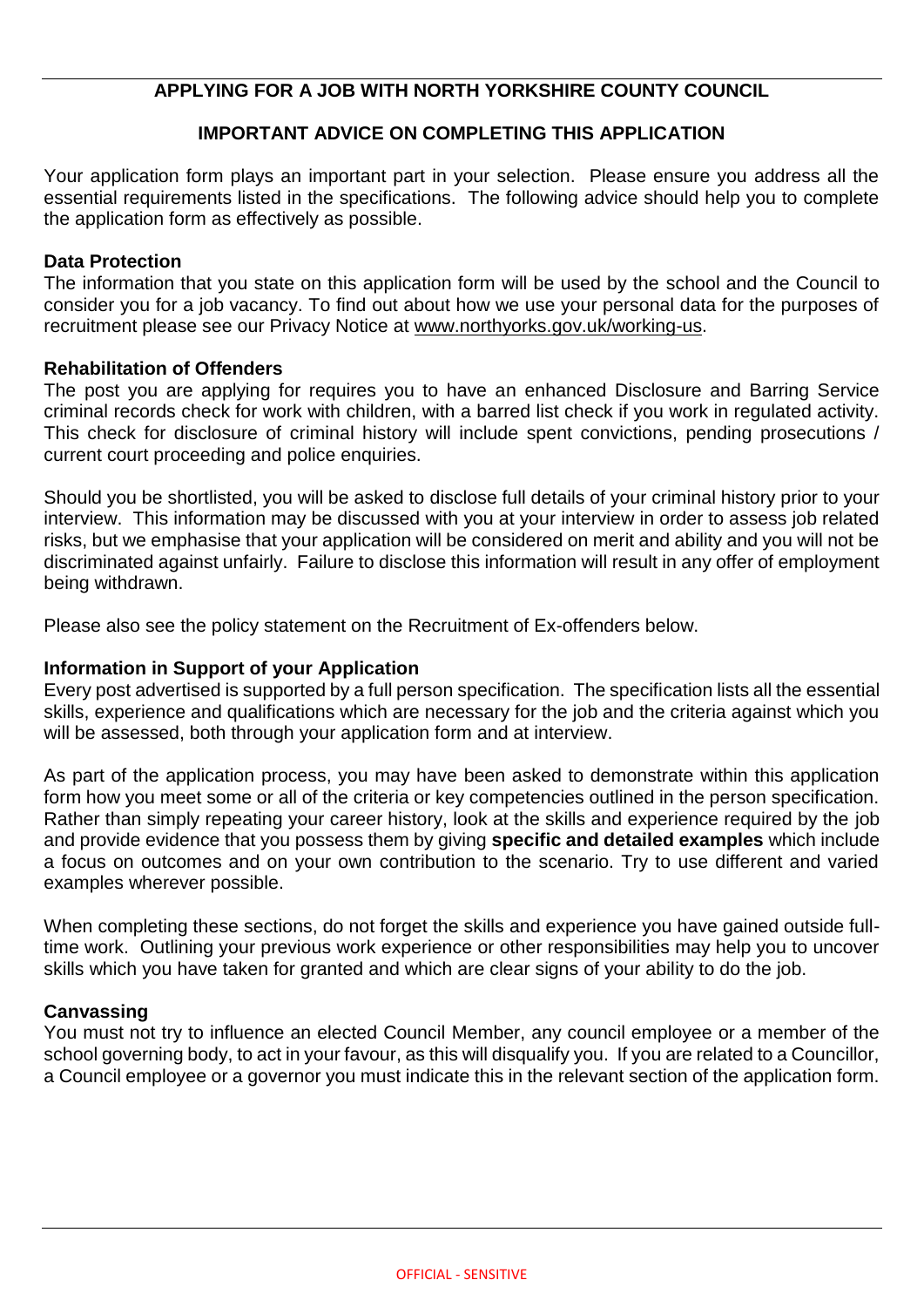## APPLYING FOR A JOB WITH NORTH YORKSHIRE COUNTY COUNCIL

### IMPORTANT ADVICE ON COMPLETING THIS APPLICATION

Your application form plays an important part in your selection. Please ensure you address all the essential requirements listed in the specifications. The following advice should help you to complete the application form as effectively as possible.

**Data Protection**
The information that you state on this application form will be used by the school and the Council to consider you for a job vacancy. To find out about how we use your personal data for the purposes of recruitment please see our Privacy Notice at www.northyorks.gov.uk/working-us.

**Rehabilitation of Offenders**
The post you are applying for requires you to have an enhanced Disclosure and Barring Service criminal records check for work with children, with a barred list check if you work in regulated activity. This check for disclosure of criminal history will include spent convictions, pending prosecutions / current court proceeding and police enquiries.

Should you be shortlisted, you will be asked to disclose full details of your criminal history prior to your interview. This information may be discussed with you at your interview in order to assess job related risks, but we emphasise that your application will be considered on merit and ability and you will not be discriminated against unfairly. Failure to disclose this information will result in any offer of employment being withdrawn.

Please also see the policy statement on the Recruitment of Ex-offenders below.

**Information in Support of your Application**
Every post advertised is supported by a full person specification. The specification lists all the essential skills, experience and qualifications which are necessary for the job and the criteria against which you will be assessed, both through your application form and at interview.

As part of the application process, you may have been asked to demonstrate within this application form how you meet some or all of the criteria or key competencies outlined in the person specification. Rather than simply repeating your career history, look at the skills and experience required by the job and provide evidence that you possess them by giving **specific and detailed examples** which include a focus on outcomes and on your own contribution to the scenario. Try to use different and varied examples wherever possible.

When completing these sections, do not forget the skills and experience you have gained outside full-time work. Outlining your previous work experience or other responsibilities may help you to uncover skills which you have taken for granted and which are clear signs of your ability to do the job.

**Canvassing**
You must not try to influence an elected Council Member, any council employee or a member of the school governing body, to act in your favour, as this will disqualify you. If you are related to a Councillor, a Council employee or a governor you must indicate this in the relevant section of the application form.

OFFICIAL - SENSITIVE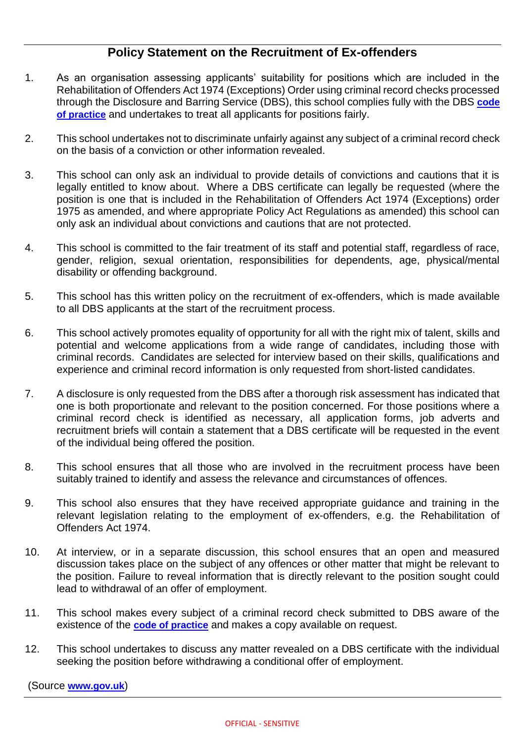## Policy Statement on the Recruitment of Ex-offenders

1. As an organisation assessing applicants' suitability for positions which are included in the Rehabilitation of Offenders Act 1974 (Exceptions) Order using criminal record checks processed through the Disclosure and Barring Service (DBS), this school complies fully with the DBS **code of practice** and undertakes to treat all applicants for positions fairly.

2. This school undertakes not to discriminate unfairly against any subject of a criminal record check on the basis of a conviction or other information revealed.

3. This school can only ask an individual to provide details of convictions and cautions that it is legally entitled to know about. Where a DBS certificate can legally be requested (where the position is one that is included in the Rehabilitation of Offenders Act 1974 (Exceptions) order 1975 as amended, and where appropriate Policy Act Regulations as amended) this school can only ask an individual about convictions and cautions that are not protected.

4. This school is committed to the fair treatment of its staff and potential staff, regardless of race, gender, religion, sexual orientation, responsibilities for dependents, age, physical/mental disability or offending background.

5. This school has this written policy on the recruitment of ex-offenders, which is made available to all DBS applicants at the start of the recruitment process.

6. This school actively promotes equality of opportunity for all with the right mix of talent, skills and potential and welcome applications from a wide range of candidates, including those with criminal records. Candidates are selected for interview based on their skills, qualifications and experience and criminal record information is only requested from short-listed candidates.

7. A disclosure is only requested from the DBS after a thorough risk assessment has indicated that one is both proportionate and relevant to the position concerned. For those positions where a criminal record check is identified as necessary, all application forms, job adverts and recruitment briefs will contain a statement that a DBS certificate will be requested in the event of the individual being offered the position.

8. This school ensures that all those who are involved in the recruitment process have been suitably trained to identify and assess the relevance and circumstances of offences.

9. This school also ensures that they have received appropriate guidance and training in the relevant legislation relating to the employment of ex-offenders, e.g. the Rehabilitation of Offenders Act 1974.

10. At interview, or in a separate discussion, this school ensures that an open and measured discussion takes place on the subject of any offences or other matter that might be relevant to the position. Failure to reveal information that is directly relevant to the position sought could lead to withdrawal of an offer of employment.

11. This school makes every subject of a criminal record check submitted to DBS aware of the existence of the **code of practice** and makes a copy available on request.

12. This school undertakes to discuss any matter revealed on a DBS certificate with the individual seeking the position before withdrawing a conditional offer of employment.

(Source **www.gov.uk**)

OFFICIAL - SENSITIVE